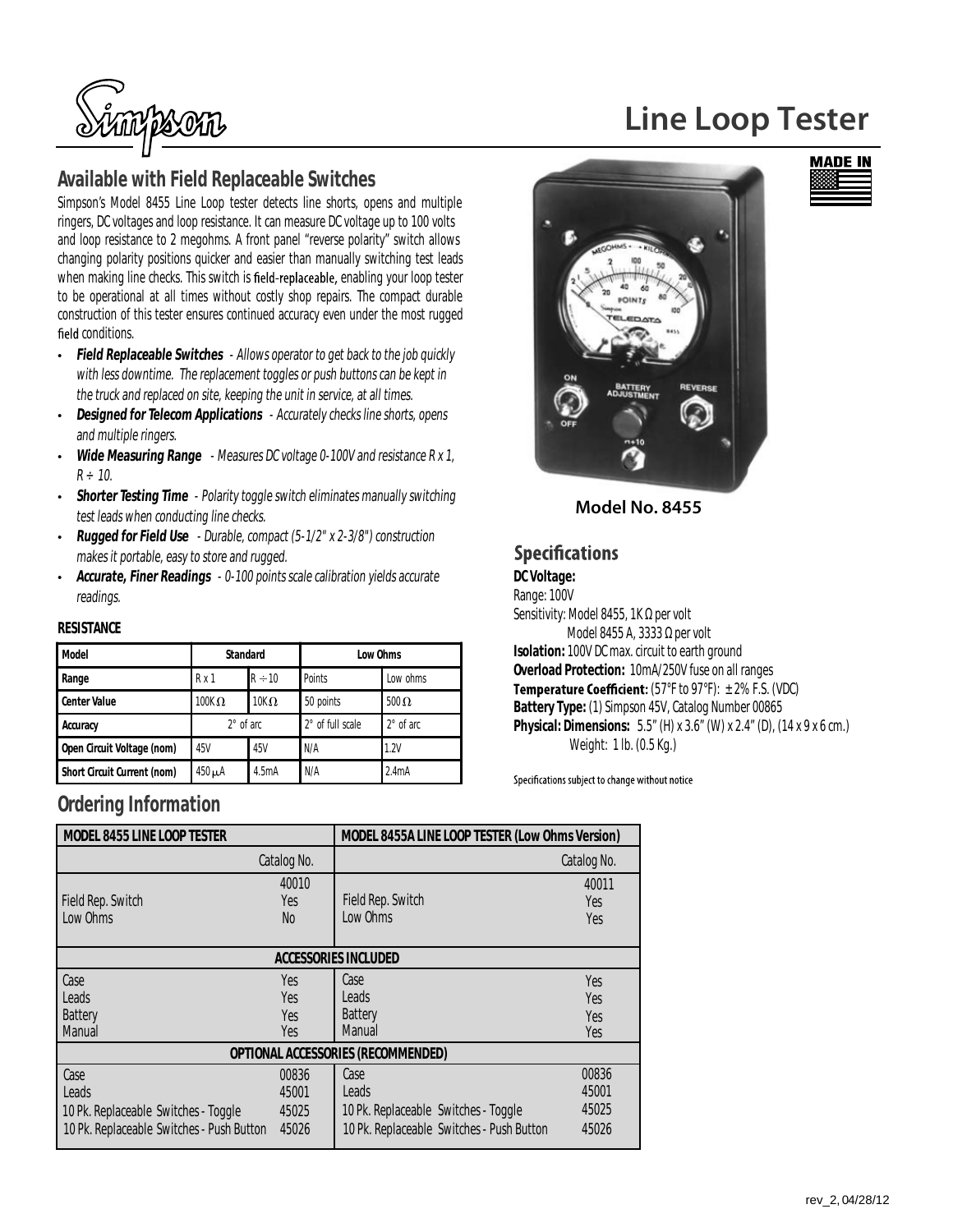Simpson

# Line Loop Tester

## Available with Field Replaceable Switches

Simpson's Model 8455 Line Loop tester detects line shorts, opens and multiple ringers, DC voltages and loop resistance. It can measure DC voltage up to 100 volts and loop resistance to 2 megohms. A front panel "reverse polarity" switch allows changing polarity positions quicker and easier than manually switching test leads when making line checks. This switch is field-replaceable, enabling your loop tester to be operational at all times without costly shop repairs. The compact durable construction of this tester ensures continued accuracy even under the most rugged field conditions.

- ***Field Replaceable Switches*** *- Allows operator to get back to the job quickly with less downtime. The replacement toggles or push buttons can be kept in the truck and replaced on site, keeping the unit in service, at all times.*
- ***Designed for Telecom Applications*** *- Accurately checks line shorts, opens and multiple ringers.*
- ***Wide Measuring Range*** *- Measures DC voltage 0-100V and resistance R x 1, R ÷ 10.*
- ***Shorter Testing Time*** *- Polarity toggle switch eliminates manually switching test leads when conducting line checks.*
- ***Rugged for Field Use*** *- Durable, compact (5-1/2" x 2-3/8") construction makes it portable, easy to store and rugged.*
- ***Accurate, Finer Readings*** *- 0-100 points scale calibration yields accurate readings.*

**RESISTANCE**

| Model | Standard | | Low Ohms | |
|---|---|---|---|---|
| Range | R x 1 | R ÷ 10 | Points | Low ohms |
| Center Value | 100K Ω | 10K Ω | 50 points | 500 Ω |
| Accuracy | 2° of arc | | 2° of full scale | 2° of arc |
| Open Circuit Voltage (nom) | 45V | 45V | N/A | 1.2V |
| Short Circuit Current (nom) | 450 μA | 4.5mA | N/A | 2.4mA |

Model No. 8455

## Specifications

**DC Voltage:**
Range: 100V
Sensitivity: Model 8455, 1K Ω per volt
Model 8455 A, 3333 Ω per volt
**Isolation:** 100V DC max. circuit to earth ground
**Overload Protection:** 10mA/250V fuse on all ranges
**Temperature Coefficient:** (57°F to 97°F): ± 2% F.S. (VDC)
**Battery Type:** (1) Simpson 45V, Catalog Number 00865
**Physical: Dimensions:** 5.5" (H) x 3.6" (W) x 2.4" (D), (14 x 9 x 6 cm.)
Weight: 1 lb. (0.5 Kg.)

Specifications subject to change without notice

## Ordering Information

| MODEL 8455 LINE LOOP TESTER | | MODEL 8455A LINE LOOP TESTER (Low Ohms Version) | |
|---|---|---|---|
| | Catalog No. | | Catalog No. |
| | 40010 | | 40011 |
| Field Rep. Switch | Yes | Field Rep. Switch | Yes |
| Low Ohms | No | Low Ohms | Yes |
| **ACCESSORIES INCLUDED** | | | |
| Case | Yes | Case | Yes |
| Leads | Yes | Leads | Yes |
| Battery | Yes | Battery | Yes |
| Manual | Yes | Manual | Yes |
| **OPTIONAL ACCESSORIES (RECOMMENDED)** | | | |
| Case | 00836 | Case | 00836 |
| Leads | 45001 | Leads | 45001 |
| 10 Pk. Replaceable Switches - Toggle | 45025 | 10 Pk. Replaceable Switches - Toggle | 45025 |
| 10 Pk. Replaceable Switches - Push Button | 45026 | 10 Pk. Replaceable Switches - Push Button | 45026 |

rev_2, 04/28/12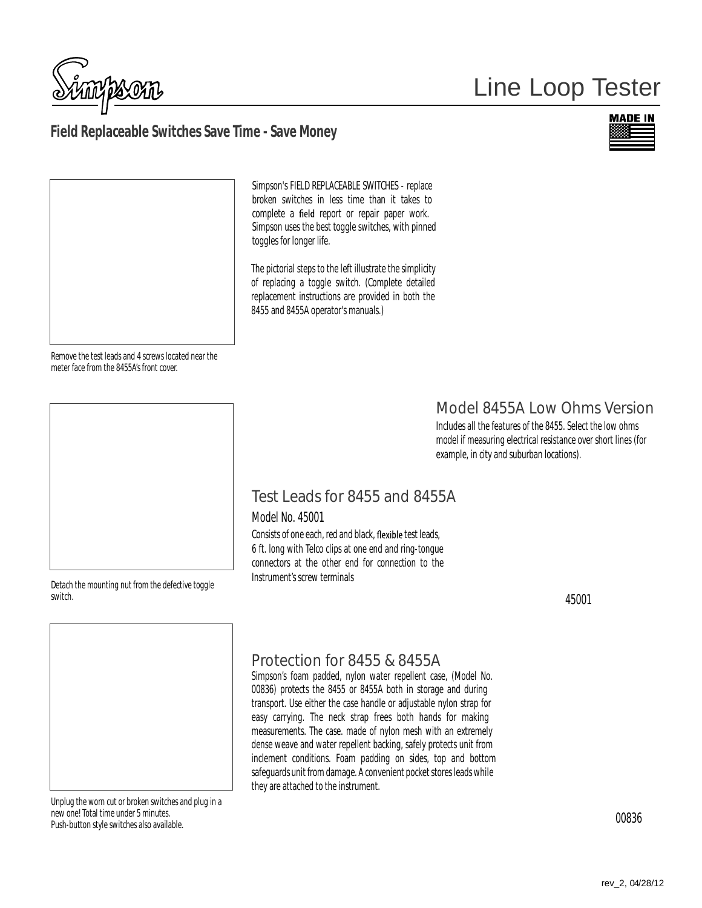# Line Loop Tester

## Field Replaceable Switches Save Time - Save Money

Simpson's FIELD REPLACEABLE SWITCHES - replace broken switches in less time than it takes to complete a field report or repair paper work. Simpson uses the best toggle switches, with pinned toggles for longer life.

The pictorial steps to the left illustrate the simplicity of replacing a toggle switch. (Complete detailed replacement instructions are provided in both the 8455 and 8455A operator's manuals.)

Remove the test leads and 4 screws located near the meter face from the 8455A's front cover.

Detach the mounting nut from the defective toggle switch.

Unplug the worn cut or broken switches and plug in a new one! Total time under 5 minutes.
Push-button style switches also available.

## Model 8455A Low Ohms Version

Includes all the features of the 8455. Select the low ohms model if measuring electrical resistance over short lines (for example, in city and suburban locations).

## Test Leads for 8455 and 8455A

Model No. 45001

Consists of one each, red and black, flexible test leads, 6 ft. long with Telco clips at one end and ring-tongue connectors at the other end for connection to the Instrument's screw terminals

45001

## Protection for 8455 & 8455A

Simpson's foam padded, nylon water repellent case, (Model No. 00836) protects the 8455 or 8455A both in storage and during transport. Use either the case handle or adjustable nylon strap for easy carrying. The neck strap frees both hands for making measurements. The case. made of nylon mesh with an extremely dense weave and water repellent backing, safely protects unit from inclement conditions. Foam padding on sides, top and bottom safeguards unit from damage. A convenient pocket stores leads while they are attached to the instrument.

00836

rev_2, 04/28/12